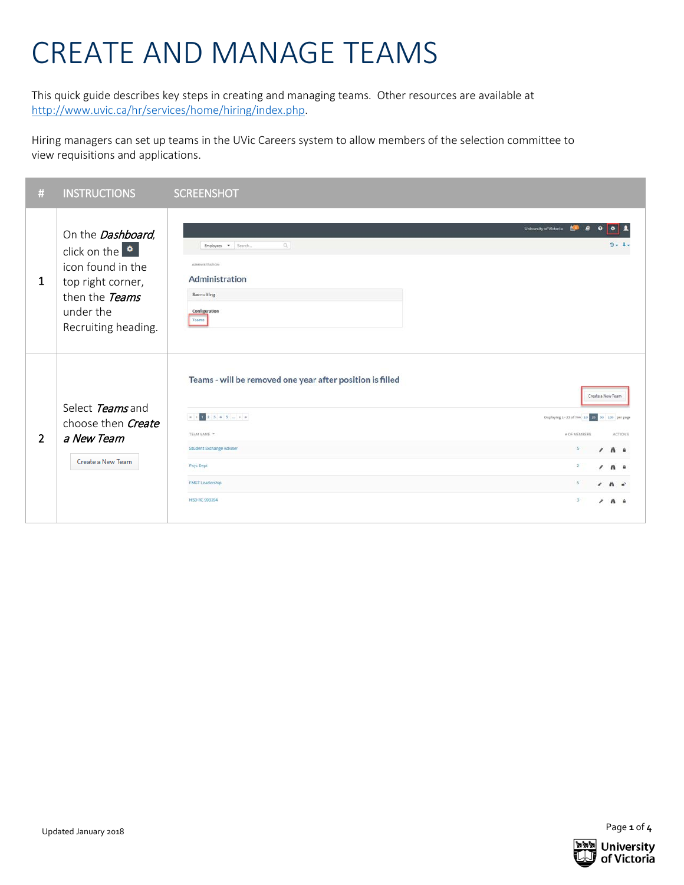# CREATE AND MANAGE TEAMS

This quick guide describes key steps in creating and managing teams. Other resources are available at [http://www.uvic.ca/hr/services/home/hiring/index.php](http://www.uvic.ca/hr/services/home/hiring/index.php).

Hiring managers can set up teams in the UVic Careers system to allow members of the selection committee to view requisitions and applications.

| # | INSTRUCTIONS | SCREENSHOT |
|---|---|---|
| 1 | On the ***Dashboard***, click on the ⚙ icon found in the top right corner, then the ***Teams*** under the Recruiting heading. | |
| 2 | Select ***Teams*** and choose then ***Create a New Team*** <br> Create a New Team | |

Updated January 2018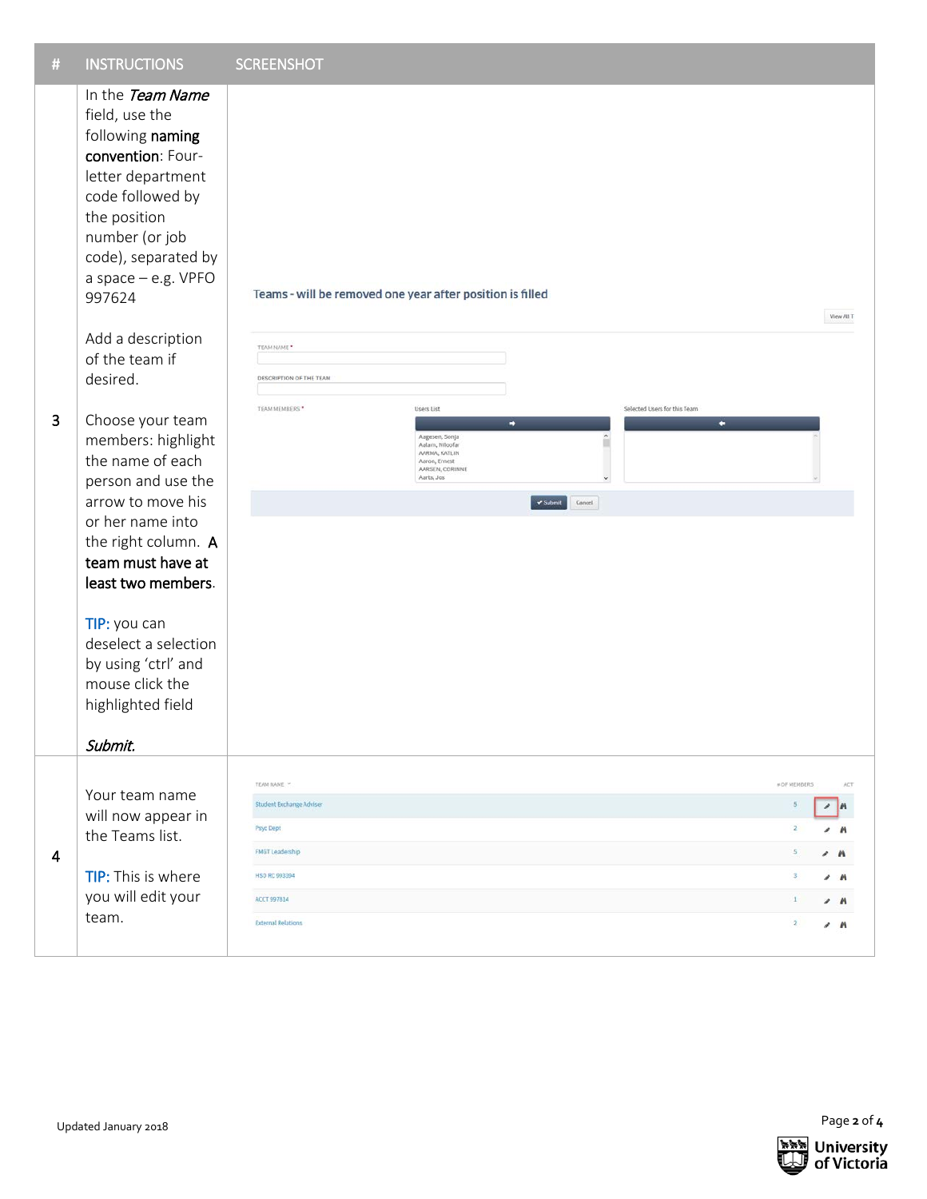| # | INSTRUCTIONS | SCREENSHOT |
|---|---|---|
| 3 | In the ***Team Name*** field, use the following **naming convention**: Four-letter department code followed by the position number (or job code), separated by a space – e.g. VPFO 997624<br><br>Add a description of the team if desired.<br><br>Choose your team members: highlight the name of each person and use the arrow to move his or her name into the right column. **A team must have at least two members**.<br><br>TIP: you can deselect a selection by using 'ctrl' and mouse click the highlighted field<br><br>***Submit.*** | Teams - will be removed one year after position is filled |
| 4 | Your team name will now appear in the Teams list.<br><br>TIP: This is where you will edit your team. | |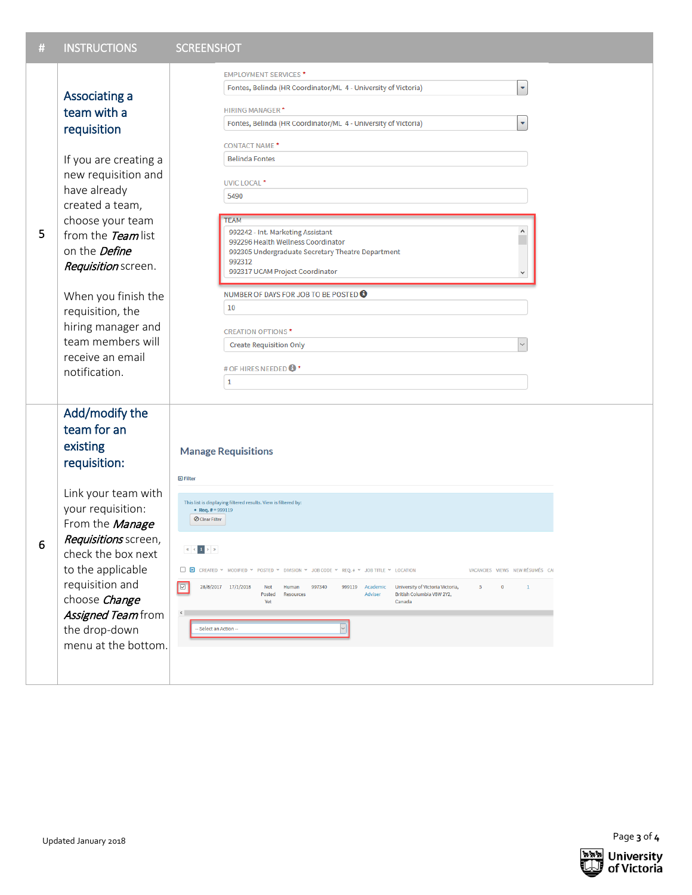| # | INSTRUCTIONS | SCREENSHOT |
|---|---|---|
| 5 | **Associating a team with a requisition**<br><br>If you are creating a new requisition and have already created a team, choose your team from the ***Team*** list on the ***Define Requisition*** screen.<br><br>When you finish the requisition, the hiring manager and team members will receive an email notification. | EMPLOYMENT SERVICES *<br>Fontes, Belinda (HR Coordinator/ML 4 - University of Victoria)<br>HIRING MANAGER *<br>Fontes, Belinda (HR Coordinator/ML 4 - University of Victoria)<br>CONTACT NAME *<br>Belinda Fontes<br>UVIC LOCAL *<br>5490<br>TEAM<br>992242 - Int. Marketing Assistant<br>992296 Health Wellness Coordinator<br>992305 Undergraduate Secretary Theatre Department<br>992312<br>992317 UCAM Project Coordinator<br>NUMBER OF DAYS FOR JOB TO BE POSTED<br>10<br>CREATION OPTIONS *<br>Create Requisition Only<br># OF HIRES NEEDED *<br>1 |
| 6 | **Add/modify the team for an existing requisition:**<br><br>Link your team with your requisition: From the ***Manage Requisitions*** screen, check the box next to the applicable requisition and choose ***Change Assigned Team*** from the drop-down menu at the bottom. | Manage Requisitions<br>Filter<br>This list is displaying filtered results. View is filtered by:<br>• Req. # = 999119<br>Clear Filter<br>CREATED, MODIFIED, POSTED, DIVISION, JOB CODE, REQ. #, JOB TITLE, LOCATION, VACANCIES, VIEWS, NEW RÉSUMÉS<br>28/8/2017, 17/1/2018, Not Posted Yet, Human Resources, 997340, 999119, Academic Adviser, University of Victoria Victoria, British Columbia V8W 2Y2, Canada, 5, 0, 1<br>-- Select an Action -- |

Updated January 2018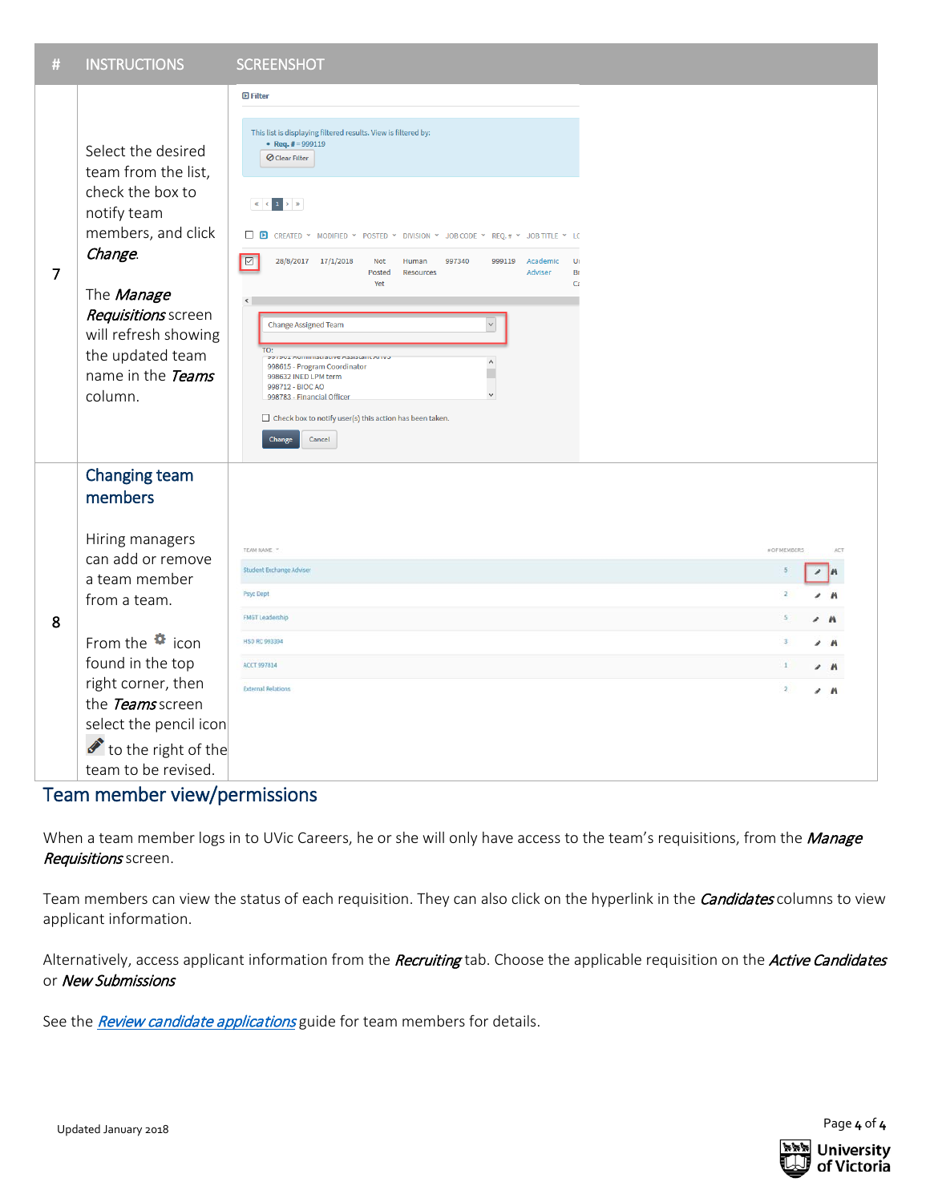| # | INSTRUCTIONS | SCREENSHOT |
|---|---|---|
| 7 | Select the desired team from the list, check the box to notify team members, and click *Change*.<br><br>The *Manage Requisitions* screen will refresh showing the updated team name in the *Teams* column. | |
| 8 | **Changing team members**<br><br>Hiring managers can add or remove a team member from a team.<br><br>From the icon found in the top right corner, then the *Teams* screen select the pencil icon to the right of the team to be revised. | |

## Team member view/permissions

When a team member logs in to UVic Careers, he or she will only have access to the team's requisitions, from the *Manage Requisitions* screen.

Team members can view the status of each requisition. They can also click on the hyperlink in the *Candidates* columns to view applicant information.

Alternatively, access applicant information from the *Recruiting* tab. Choose the applicable requisition on the *Active Candidates* or *New Submissions*

See the *Review candidate applications* guide for team members for details.

Updated January 2018